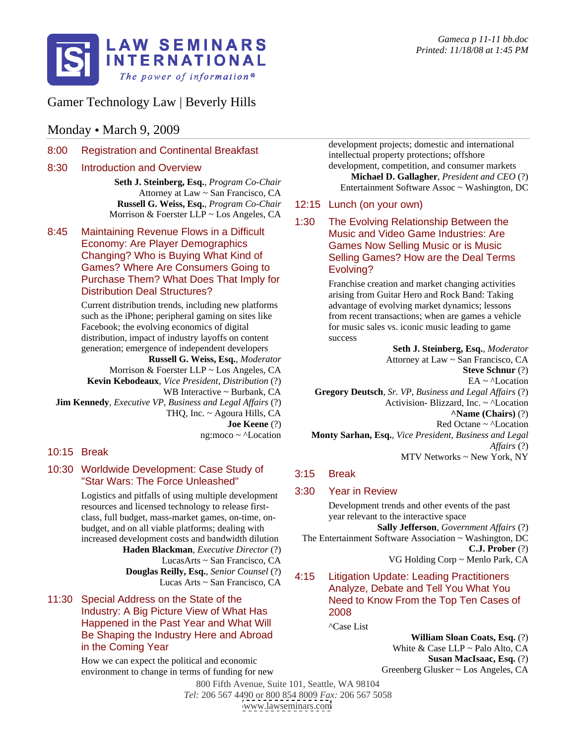Gameca p 11-11 bb.doc
Printed: 11/18/08 at 1:45 PM

**LAW SEMINARS INTERNATIONAL**
*The power of information®*

# Gamer Technology Law | Beverly Hills

## Monday • March 9, 2009

### 8:00 Registration and Continental Breakfast

### 8:30 Introduction and Overview

**Seth J. Steinberg, Esq.**, *Program Co-Chair*
Attorney at Law ~ San Francisco, CA
**Russell G. Weiss, Esq.**, *Program Co-Chair*
Morrison & Foerster LLP ~ Los Angeles, CA

### 8:45 Maintaining Revenue Flows in a Difficult Economy: Are Player Demographics Changing? Who is Buying What Kind of Games? Where Are Consumers Going to Purchase Them? What Does That Imply for Distribution Deal Structures?

Current distribution trends, including new platforms such as the iPhone; peripheral gaming on sites like Facebook; the evolving economics of digital distribution, impact of industry layoffs on content generation; emergence of independent developers

**Russell G. Weiss, Esq.**, *Moderator*
Morrison & Foerster LLP ~ Los Angeles, CA
**Kevin Kebodeaux**, *Vice President, Distribution* (?)
WB Interactive ~ Burbank, CA
**Jim Kennedy**, *Executive VP, Business and Legal Affairs* (?)
THQ, Inc. ~ Agoura Hills, CA
**Joe Keene** (?)
ng:moco ~ ^Location

### 10:15 Break

### 10:30 Worldwide Development: Case Study of "Star Wars: The Force Unleashed"

Logistics and pitfalls of using multiple development resources and licensed technology to release first-class, full budget, mass-market games, on-time, on-budget, and on all viable platforms; dealing with increased development costs and bandwidth dilution

**Haden Blackman**, *Executive Director* (?)
LucasArts ~ San Francisco, CA
**Douglas Reilly, Esq.**, *Senior Counsel* (?)
Lucas Arts ~ San Francisco, CA

### 11:30 Special Address on the State of the Industry: A Big Picture View of What Has Happened in the Past Year and What Will Be Shaping the Industry Here and Abroad in the Coming Year

How we can expect the political and economic environment to change in terms of funding for new development projects; domestic and international intellectual property protections; offshore development, competition, and consumer markets

**Michael D. Gallagher**, *President and CEO* (?)
Entertainment Software Assoc ~ Washington, DC

### 12:15 Lunch (on your own)

### 1:30 The Evolving Relationship Between the Music and Video Game Industries: Are Games Now Selling Music or is Music Selling Games? How are the Deal Terms Evolving?

Franchise creation and market changing activities arising from Guitar Hero and Rock Band: Taking advantage of evolving market dynamics; lessons from recent transactions; when are games a vehicle for music sales vs. iconic music leading to game success

**Seth J. Steinberg, Esq.**, *Moderator*
Attorney at Law ~ San Francisco, CA
**Steve Schnur** (?)
EA ~ ^Location
**Gregory Deutsch**, *Sr. VP, Business and Legal Affairs* (?)
Activision- Blizzard, Inc. ~ ^Location
**^Name (Chairs)** (?)
Red Octane ~ ^Location
**Monty Sarhan, Esq.**, *Vice President, Business and Legal Affairs* (?)
MTV Networks ~ New York, NY

### 3:15 Break

### 3:30 Year in Review

Development trends and other events of the past year relevant to the interactive space

**Sally Jefferson**, *Government Affairs* (?)
The Entertainment Software Association ~ Washington, DC
**C.J. Prober** (?)
VG Holding Corp ~ Menlo Park, CA

### 4:15 Litigation Update: Leading Practitioners Analyze, Debate and Tell You What You Need to Know From the Top Ten Cases of 2008

^Case List

**William Sloan Coats, Esq.** (?)
White & Case LLP ~ Palo Alto, CA
**Susan MacIsaac, Esq.** (?)
Greenberg Glusker ~ Los Angeles, CA

800 Fifth Avenue, Suite 101, Seattle, WA 98104
*Tel:* 206 567 4490 or 800 854 8009 *Fax:* 206 567 5058
www.lawseminars.com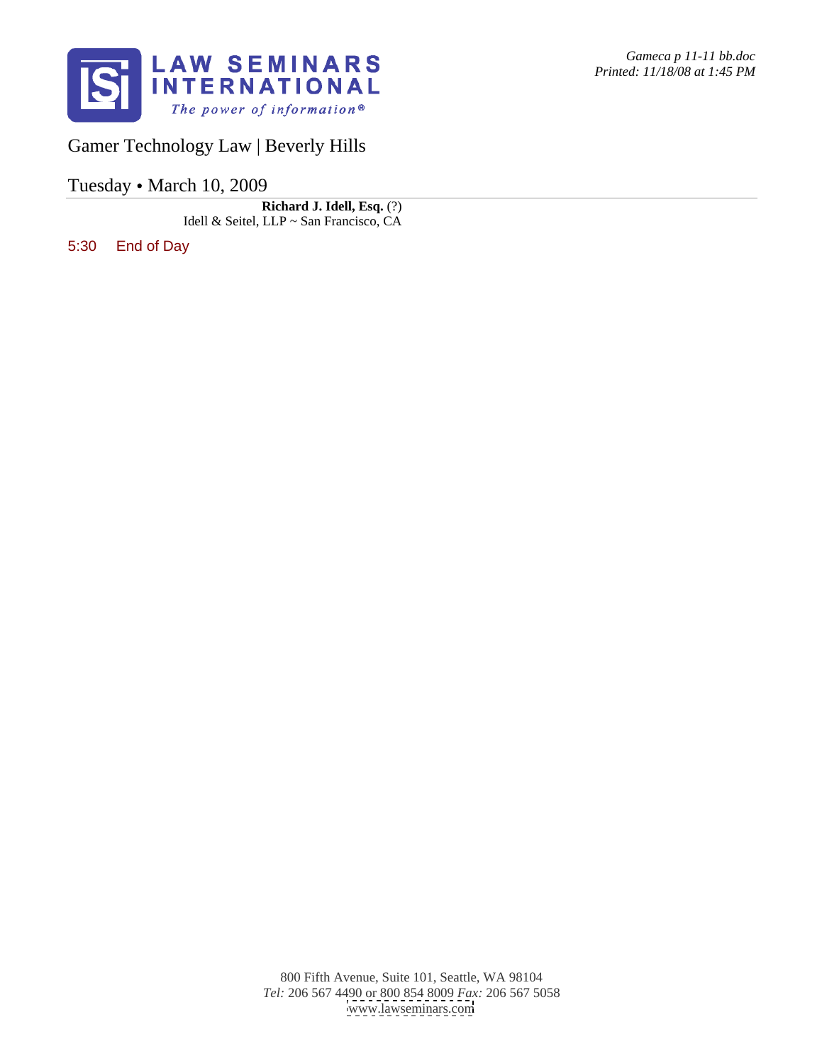Gamer Technology Law | Beverly Hills

Tuesday • March 10, 2009

**Richard J. Idell, Esq.** (?)
Idell & Seitel, LLP ~ San Francisco, CA

5:30 End of Day

800 Fifth Avenue, Suite 101, Seattle, WA 98104
*Tel:* 206 567 4490 or 800 854 8009 *Fax:* 206 567 5058
www.lawseminars.com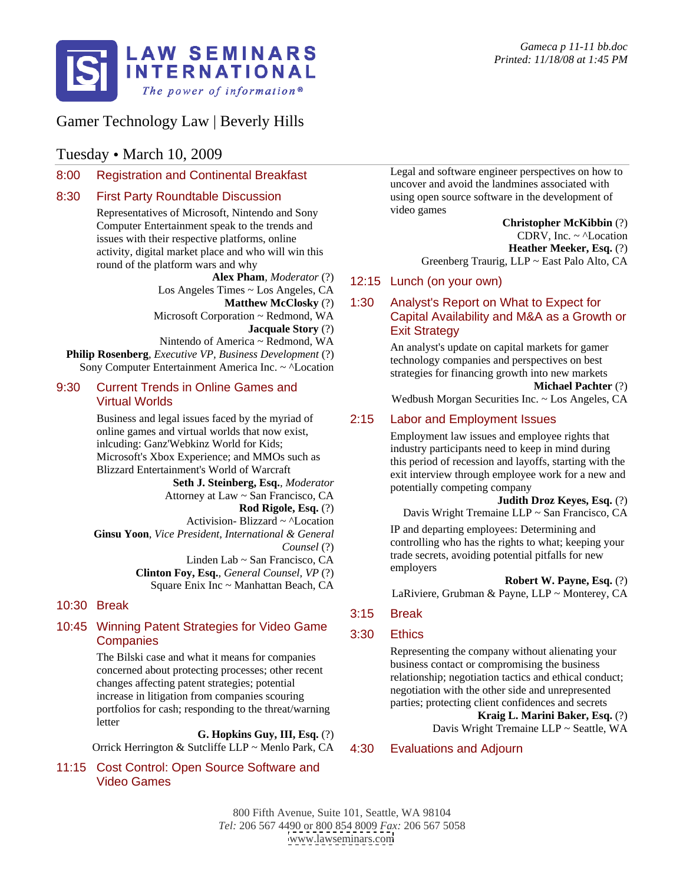# LAW SEMINARS INTERNATIONAL

*The power of information®*

*Gameca p 11-11 bb.doc*
*Printed: 11/18/08 at 1:45 PM*

## Gamer Technology Law | Beverly Hills

## Tuesday • March 10, 2009

### 8:00 Registration and Continental Breakfast

### 8:30 First Party Roundtable Discussion

Representatives of Microsoft, Nintendo and Sony Computer Entertainment speak to the trends and issues with their respective platforms, online activity, digital market place and who will win this round of the platform wars and why

**Alex Pham**, *Moderator* (?)
Los Angeles Times ~ Los Angeles, CA
**Matthew McClosky** (?)
Microsoft Corporation ~ Redmond, WA
**Jacquale Story** (?)
Nintendo of America ~ Redmond, WA
**Philip Rosenberg**, *Executive VP, Business Development* (?)
Sony Computer Entertainment America Inc. ~ ^Location

### 9:30 Current Trends in Online Games and Virtual Worlds

Business and legal issues faced by the myriad of online games and virtual worlds that now exist, inlcuding: Ganz'Webkinz World for Kids; Microsoft's Xbox Experience; and MMOs such as Blizzard Entertainment's World of Warcraft

**Seth J. Steinberg, Esq.**, *Moderator*
Attorney at Law ~ San Francisco, CA
**Rod Rigole, Esq.** (?)
Activision- Blizzard ~ ^Location
**Ginsu Yoon**, *Vice President, International & General Counsel* (?)
Linden Lab ~ San Francisco, CA
**Clinton Foy, Esq.**, *General Counsel, VP* (?)
Square Enix Inc ~ Manhattan Beach, CA

### 10:30 Break

### 10:45 Winning Patent Strategies for Video Game Companies

The Bilski case and what it means for companies concerned about protecting processes; other recent changes affecting patent strategies; potential increase in litigation from companies scouring portfolios for cash; responding to the threat/warning letter

**G. Hopkins Guy, III, Esq.** (?)
Orrick Herrington & Sutcliffe LLP ~ Menlo Park, CA

### 11:15 Cost Control: Open Source Software and Video Games

Legal and software engineer perspectives on how to uncover and avoid the landmines associated with using open source software in the development of video games

**Christopher McKibbin** (?)
CDRV, Inc. ~ ^Location
**Heather Meeker, Esq.** (?)
Greenberg Traurig, LLP ~ East Palo Alto, CA

### 12:15 Lunch (on your own)

### 1:30 Analyst's Report on What to Expect for Capital Availability and M&A as a Growth or Exit Strategy

An analyst's update on capital markets for gamer technology companies and perspectives on best strategies for financing growth into new markets

**Michael Pachter** (?)
Wedbush Morgan Securities Inc. ~ Los Angeles, CA

### 2:15 Labor and Employment Issues

Employment law issues and employee rights that industry participants need to keep in mind during this period of recession and layoffs, starting with the exit interview through employee work for a new and potentially competing company

**Judith Droz Keyes, Esq.** (?)
Davis Wright Tremaine LLP ~ San Francisco, CA

IP and departing employees: Determining and controlling who has the rights to what; keeping your trade secrets, avoiding potential pitfalls for new employers

**Robert W. Payne, Esq.** (?)
LaRiviere, Grubman & Payne, LLP ~ Monterey, CA

### 3:15 Break

### 3:30 Ethics

Representing the company without alienating your business contact or compromising the business relationship; negotiation tactics and ethical conduct; negotiation with the other side and unrepresented parties; protecting client confidences and secrets

**Kraig L. Marini Baker, Esq.** (?)
Davis Wright Tremaine LLP ~ Seattle, WA

### 4:30 Evaluations and Adjourn

800 Fifth Avenue, Suite 101, Seattle, WA 98104
*Tel:* 206 567 4490 or 800 854 8009 *Fax:* 206 567 5058
www.lawseminars.com